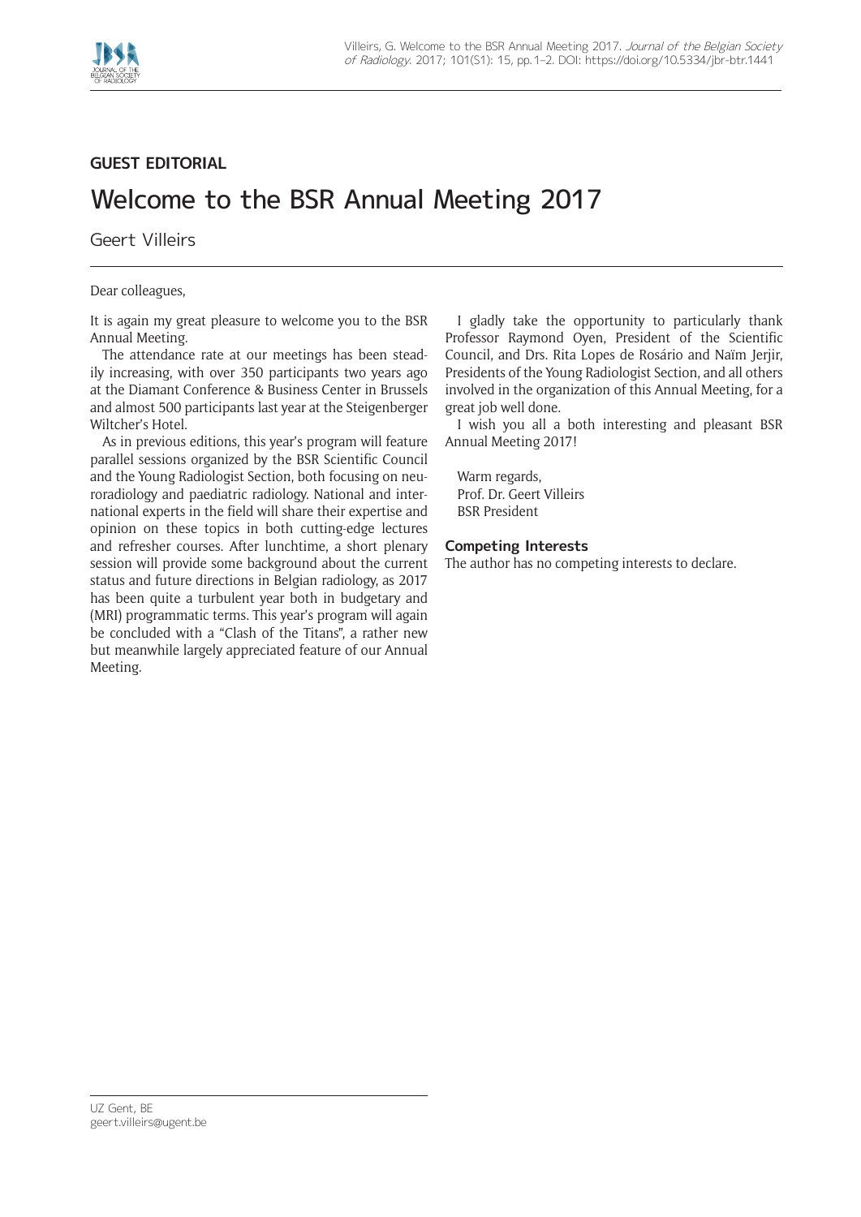GUEST EDITORIAL

# Welcome to the BSR Annual Meeting 2017

Geert Villeirs

Dear colleagues,

It is again my great pleasure to welcome you to the BSR Annual Meeting.

The attendance rate at our meetings has been steadily increasing, with over 350 participants two years ago at the Diamant Conference & Business Center in Brussels and almost 500 participants last year at the Steigenberger Wiltcher's Hotel.

As in previous editions, this year's program will feature parallel sessions organized by the BSR Scientific Council and the Young Radiologist Section, both focusing on neuroradiology and paediatric radiology. National and international experts in the field will share their expertise and opinion on these topics in both cutting-edge lectures and refresher courses. After lunchtime, a short plenary session will provide some background about the current status and future directions in Belgian radiology, as 2017 has been quite a turbulent year both in budgetary and (MRI) programmatic terms. This year's program will again be concluded with a "Clash of the Titans", a rather new but meanwhile largely appreciated feature of our Annual Meeting.

I gladly take the opportunity to particularly thank Professor Raymond Oyen, President of the Scientific Council, and Drs. Rita Lopes de Rosário and Naïm Jerjir, Presidents of the Young Radiologist Section, and all others involved in the organization of this Annual Meeting, for a great job well done.

I wish you all a both interesting and pleasant BSR Annual Meeting 2017!

Warm regards,
Prof. Dr. Geert Villeirs
BSR President

### Competing Interests

The author has no competing interests to declare.

UZ Gent, BE
geert.villeirs@ugent.be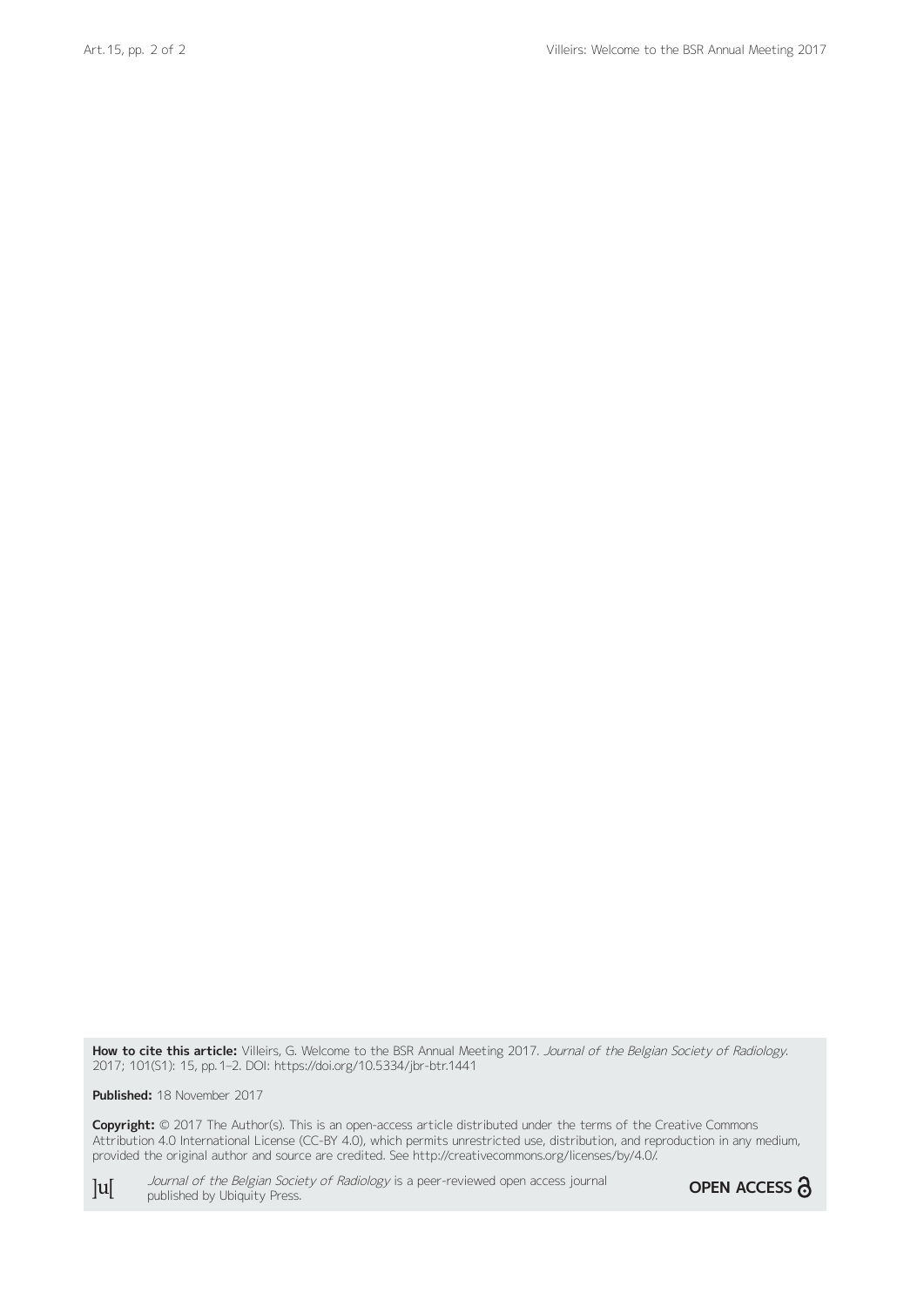**How to cite this article:** Villeirs, G. Welcome to the BSR Annual Meeting 2017. *Journal of the Belgian Society of Radiology*. 2017; 101(S1): 15, pp. 1–2. DOI: https://doi.org/10.5334/jbr-btr.1441

**Published:** 18 November 2017

**Copyright:** © 2017 The Author(s). This is an open-access article distributed under the terms of the Creative Commons Attribution 4.0 International License (CC-BY 4.0), which permits unrestricted use, distribution, and reproduction in any medium, provided the original author and source are credited. See http://creativecommons.org/licenses/by/4.0/.

*Journal of the Belgian Society of Radiology* is a peer-reviewed open access journal published by Ubiquity Press.

**OPEN ACCESS**